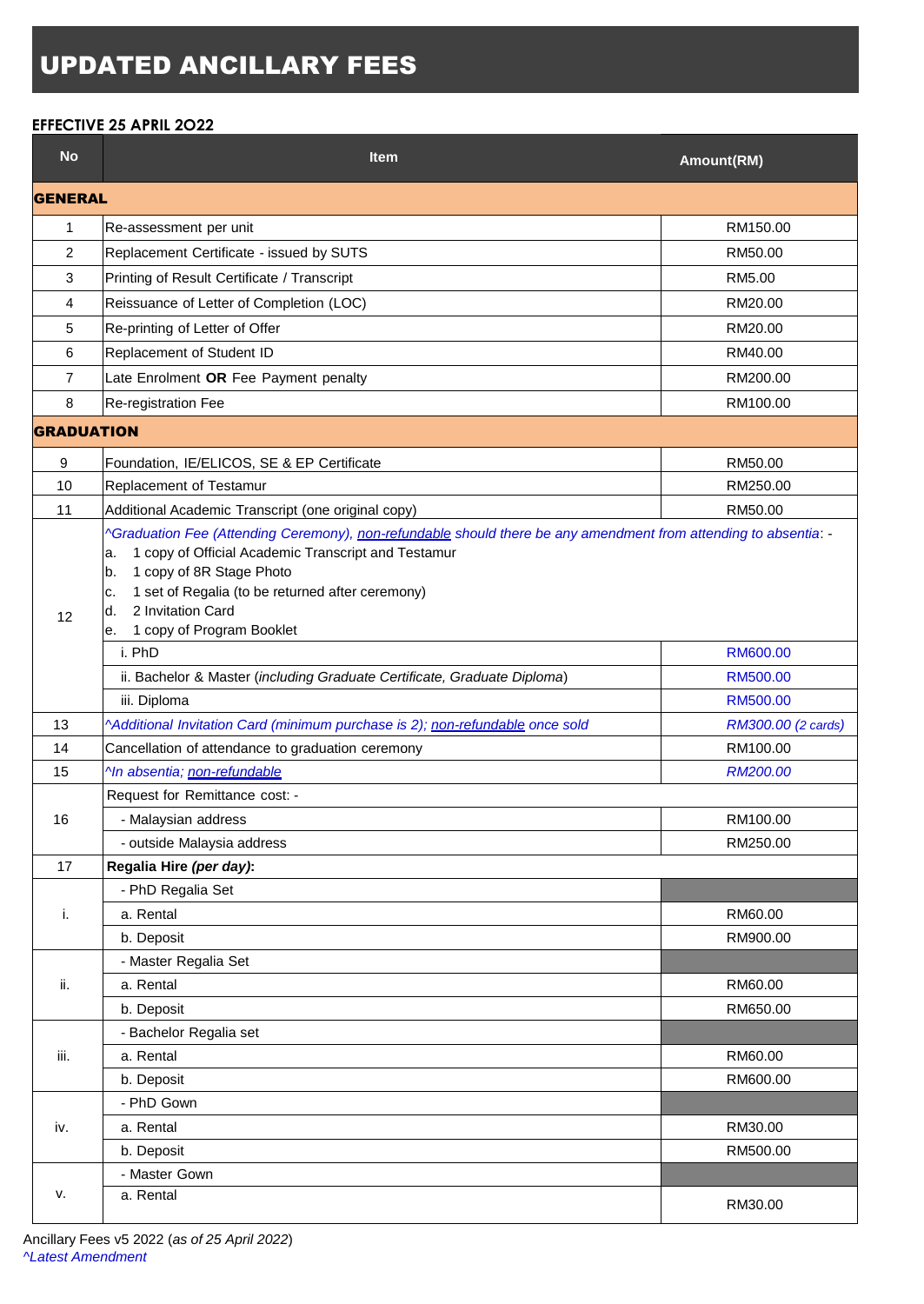# UPDATED ANCILLARY FEES

**EFFECTIVE 25 APRIL 2022**

| No | Item | Amount(RM) |
|---|---|---|
| **GENERAL** | | |
| 1 | Re-assessment per unit | RM150.00 |
| 2 | Replacement Certificate - issued by SUTS | RM50.00 |
| 3 | Printing of Result Certificate / Transcript | RM5.00 |
| 4 | Reissuance of Letter of Completion (LOC) | RM20.00 |
| 5 | Re-printing of Letter of Offer | RM20.00 |
| 6 | Replacement of Student ID | RM40.00 |
| 7 | Late Enrolment **OR** Fee Payment penalty | RM200.00 |
| 8 | Re-registration Fee | RM100.00 |
| **GRADUATION** | | |
| 9 | Foundation, IE/ELICOS, SE & EP Certificate | RM50.00 |
| 10 | Replacement of Testamur | RM250.00 |
| 11 | Additional Academic Transcript (one original copy) | RM50.00 |
| 12 | *^Graduation Fee (Attending Ceremony), non-refundable should there be any amendment from attending to absentia*: - a. 1 copy of Official Academic Transcript and Testamur b. 1 copy of 8R Stage Photo c. 1 set of Regalia (to be returned after ceremony) d. 2 Invitation Card e. 1 copy of Program Booklet | |
| | i. PhD | RM600.00 |
| | ii. Bachelor & Master (*including Graduate Certificate, Graduate Diploma*) | RM500.00 |
| | iii. Diploma | RM500.00 |
| 13 | *^Additional Invitation Card (minimum purchase is 2); non-refundable once sold* | *RM300.00 (2 cards)* |
| 14 | Cancellation of attendance to graduation ceremony | RM100.00 |
| 15 | *^In absentia; non-refundable* | *RM200.00* |
| 16 | Request for Remittance cost: - | |
| | - Malaysian address | RM100.00 |
| | - outside Malaysia address | RM250.00 |
| 17 | **Regalia Hire *(per day)*:** | |
| i. | - PhD Regalia Set | |
| | a. Rental | RM60.00 |
| | b. Deposit | RM900.00 |
| ii. | - Master Regalia Set | |
| | a. Rental | RM60.00 |
| | b. Deposit | RM650.00 |
| iii. | - Bachelor Regalia set | |
| | a. Rental | RM60.00 |
| | b. Deposit | RM600.00 |
| iv. | - PhD Gown | |
| | a. Rental | RM30.00 |
| | b. Deposit | RM500.00 |
| v. | - Master Gown | |
| | a. Rental | RM30.00 |

Ancillary Fees v5 2022 (*as of 25 April 2022*)
*^Latest Amendment*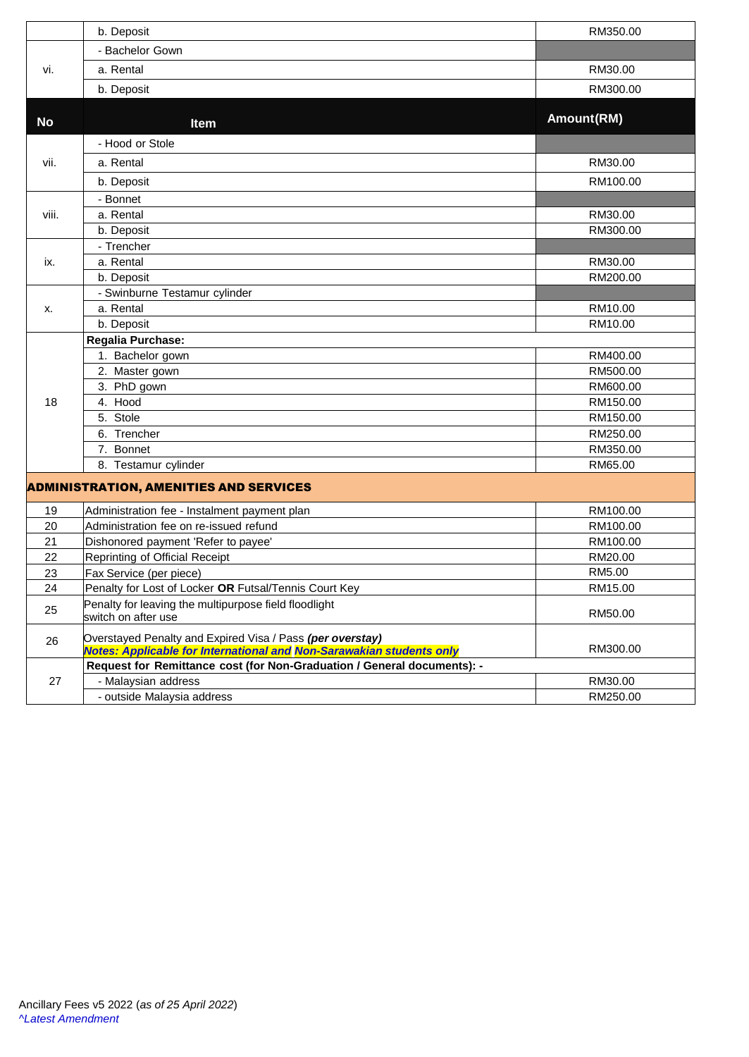| | | |
|---|---|---|
| | b. Deposit | RM350.00 |
| vi. | - Bachelor Gown | |
| | a. Rental | RM30.00 |
| | b. Deposit | RM300.00 |
| **No** | **Item** | **Amount(RM)** |
| vii. | - Hood or Stole | |
| | a. Rental | RM30.00 |
| | b. Deposit | RM100.00 |
| viii. | - Bonnet | |
| | a. Rental | RM30.00 |
| | b. Deposit | RM300.00 |
| ix. | - Trencher | |
| | a. Rental | RM30.00 |
| | b. Deposit | RM200.00 |
| x. | - Swinburne Testamur cylinder | |
| | a. Rental | RM10.00 |
| | b. Deposit | RM10.00 |
| 18 | **Regalia Purchase:** | |
| | 1. Bachelor gown | RM400.00 |
| | 2. Master gown | RM500.00 |
| | 3. PhD gown | RM600.00 |
| | 4. Hood | RM150.00 |
| | 5. Stole | RM150.00 |
| | 6. Trencher | RM250.00 |
| | 7. Bonnet | RM350.00 |
| | 8. Testamur cylinder | RM65.00 |
| **ADMINISTRATION, AMENITIES AND SERVICES** | | |
| 19 | Administration fee - Instalment payment plan | RM100.00 |
| 20 | Administration fee on re-issued refund | RM100.00 |
| 21 | Dishonored payment 'Refer to payee' | RM100.00 |
| 22 | Reprinting of Official Receipt | RM20.00 |
| 23 | Fax Service (per piece) | RM5.00 |
| 24 | Penalty for Lost of Locker **OR** Futsal/Tennis Court Key | RM15.00 |
| 25 | Penalty for leaving the multipurpose field floodlight switch on after use | RM50.00 |
| 26 | Overstayed Penalty and Expired Visa / Pass ***(per overstay)*** ***Notes: Applicable for International and Non-Sarawakian students only*** | RM300.00 |
| 27 | **Request for Remittance cost (for Non-Graduation / General documents): -** | |
| | - Malaysian address | RM30.00 |
| | - outside Malaysia address | RM250.00 |

Ancillary Fees v5 2022 (*as of 25 April 2022*)
*^Latest Amendment*